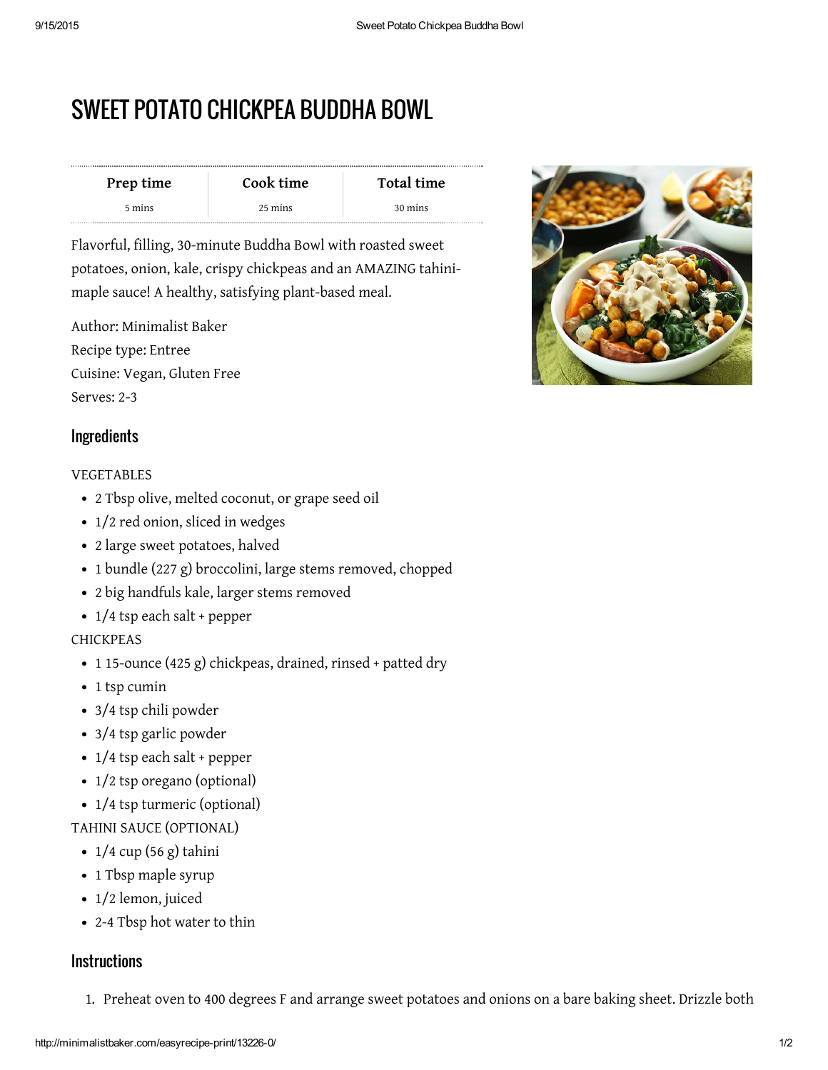# SWEET POTATO CHICKPEA BUDDHA BOWL

| Prep time | Cook time | Total time |
| --- | --- | --- |
| 5 mins | 25 mins | 30 mins |

Flavorful, filling, 30-minute Buddha Bowl with roasted sweet potatoes, onion, kale, crispy chickpeas and an AMAZING tahini-maple sauce! A healthy, satisfying plant-based meal.

Author: Minimalist Baker
Recipe type: Entree
Cuisine: Vegan, Gluten Free
Serves: 2-3

## Ingredients

VEGETABLES

- 2 Tbsp olive, melted coconut, or grape seed oil
- 1/2 red onion, sliced in wedges
- 2 large sweet potatoes, halved
- 1 bundle (227 g) broccolini, large stems removed, chopped
- 2 big handfuls kale, larger stems removed
- 1/4 tsp each salt + pepper

CHICKPEAS

- 1 15-ounce (425 g) chickpeas, drained, rinsed + patted dry
- 1 tsp cumin
- 3/4 tsp chili powder
- 3/4 tsp garlic powder
- 1/4 tsp each salt + pepper
- 1/2 tsp oregano (optional)
- 1/4 tsp turmeric (optional)

TAHINI SAUCE (OPTIONAL)

- 1/4 cup (56 g) tahini
- 1 Tbsp maple syrup
- 1/2 lemon, juiced
- 2-4 Tbsp hot water to thin

## Instructions

1. Preheat oven to 400 degrees F and arrange sweet potatoes and onions on a bare baking sheet. Drizzle both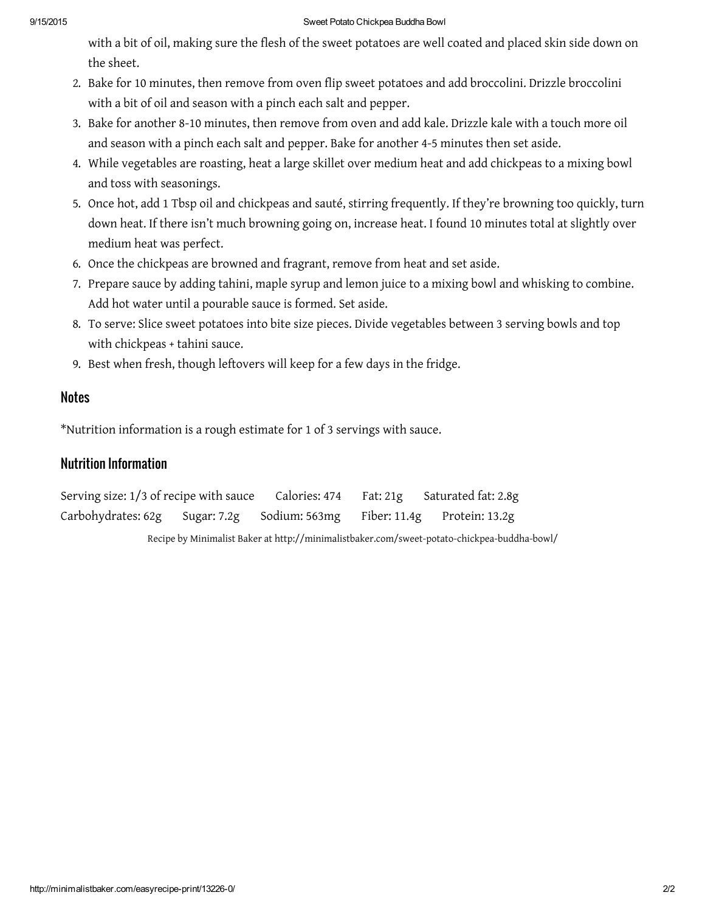with a bit of oil, making sure the flesh of the sweet potatoes are well coated and placed skin side down on the sheet.

2. Bake for 10 minutes, then remove from oven flip sweet potatoes and add broccolini. Drizzle broccolini with a bit of oil and season with a pinch each salt and pepper.
3. Bake for another 8-10 minutes, then remove from oven and add kale. Drizzle kale with a touch more oil and season with a pinch each salt and pepper. Bake for another 4-5 minutes then set aside.
4. While vegetables are roasting, heat a large skillet over medium heat and add chickpeas to a mixing bowl and toss with seasonings.
5. Once hot, add 1 Tbsp oil and chickpeas and sauté, stirring frequently. If they're browning too quickly, turn down heat. If there isn't much browning going on, increase heat. I found 10 minutes total at slightly over medium heat was perfect.
6. Once the chickpeas are browned and fragrant, remove from heat and set aside.
7. Prepare sauce by adding tahini, maple syrup and lemon juice to a mixing bowl and whisking to combine. Add hot water until a pourable sauce is formed. Set aside.
8. To serve: Slice sweet potatoes into bite size pieces. Divide vegetables between 3 serving bowls and top with chickpeas + tahini sauce.
9. Best when fresh, though leftovers will keep for a few days in the fridge.

## Notes

*Nutrition information is a rough estimate for 1 of 3 servings with sauce.

## Nutrition Information

Serving size: 1/3 of recipe with sauce Calories: 474 Fat: 21g Saturated fat: 2.8g
Carbohydrates: 62g Sugar: 7.2g Sodium: 563mg Fiber: 11.4g Protein: 13.2g

Recipe by Minimalist Baker at http://minimalistbaker.com/sweet-potato-chickpea-buddha-bowl/